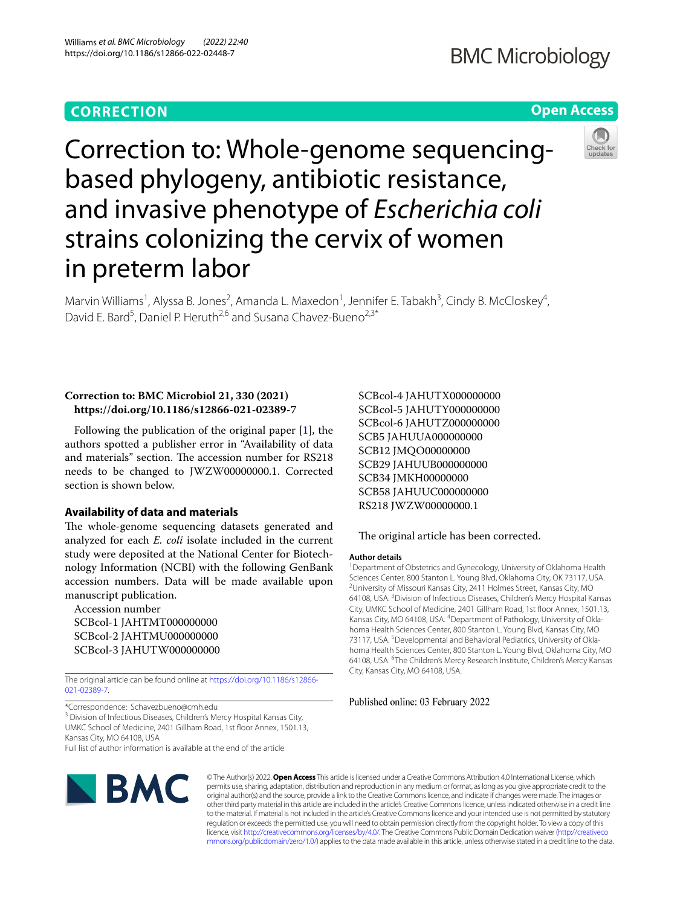# Correction to: Whole-genome sequencing-based phylogeny, antibiotic resistance, and invasive phenotype of *Escherichia coli* strains colonizing the cervix of women in preterm labor

Marvin Williams[1], Alyssa B. Jones[2], Amanda L. Maxedon[1], Jennifer E. Tabakh[3], Cindy B. McCloskey[4], David E. Bard[5], Daniel P. Heruth[2,6] and Susana Chavez-Bueno[2,3*]

**Correction to: BMC Microbiol 21, 330 (2021) https://doi.org/10.1186/s12866-021-02389-7**

Following the publication of the original paper [1], the authors spotted a publisher error in "Availability of data and materials" section. The accession number for RS218 needs to be changed to JWZW00000000.1. Corrected section is shown below.

## Availability of data and materials

The whole-genome sequencing datasets generated and analyzed for each *E. coli* isolate included in the current study were deposited at the National Center for Biotechnology Information (NCBI) with the following GenBank accession numbers. Data will be made available upon manuscript publication.

Accession number
SCBcol-1 JAHTMT000000000
SCBcol-2 JAHTMU000000000
SCBcol-3 JAHUTW000000000
SCBcol-4 JAHUTX000000000
SCBcol-5 JAHUTY000000000
SCBcol-6 JAHUTZ000000000
SCB5 JAHUUA000000000
SCB12 JMQO00000000
SCB29 JAHUUB000000000
SCB34 JMKH00000000
SCB58 JAHUUC000000000
RS218 JWZW00000000.1

The original article has been corrected.

The original article can be found online at https://doi.org/10.1186/s12866-021-02389-7.

*Correspondence: Schavezbueno@cmh.edu
[3] Division of Infectious Diseases, Children's Mercy Hospital Kansas City, UMKC School of Medicine, 2401 Gillham Road, 1st floor Annex, 1501.13, Kansas City, MO 64108, USA
Full list of author information is available at the end of the article

### Author details

[1]Department of Obstetrics and Gynecology, University of Oklahoma Health Sciences Center, 800 Stanton L. Young Blvd, Oklahoma City, OK 73117, USA. [2]University of Missouri Kansas City, 2411 Holmes Street, Kansas City, MO 64108, USA. [3]Division of Infectious Diseases, Children's Mercy Hospital Kansas City, UMKC School of Medicine, 2401 Gillham Road, 1st floor Annex, 1501.13, Kansas City, MO 64108, USA. [4]Department of Pathology, University of Oklahoma Health Sciences Center, 800 Stanton L. Young Blvd, Kansas City, MO 73117, USA. [5]Developmental and Behavioral Pediatrics, University of Oklahoma Health Sciences Center, 800 Stanton L. Young Blvd, Oklahoma City, MO 64108, USA. [6]The Children's Mercy Research Institute, Children's Mercy Kansas City, Kansas City, MO 64108, USA.

Published online: 03 February 2022

© The Author(s) 2022. **Open Access** This article is licensed under a Creative Commons Attribution 4.0 International License, which permits use, sharing, adaptation, distribution and reproduction in any medium or format, as long as you give appropriate credit to the original author(s) and the source, provide a link to the Creative Commons licence, and indicate if changes were made. The images or other third party material in this article are included in the article's Creative Commons licence, unless indicated otherwise in a credit line to the material. If material is not included in the article's Creative Commons licence and your intended use is not permitted by statutory regulation or exceeds the permitted use, you will need to obtain permission directly from the copyright holder. To view a copy of this licence, visit http://creativecommons.org/licenses/by/4.0/. The Creative Commons Public Domain Dedication waiver (http://creativecommons.org/publicdomain/zero/1.0/) applies to the data made available in this article, unless otherwise stated in a credit line to the data.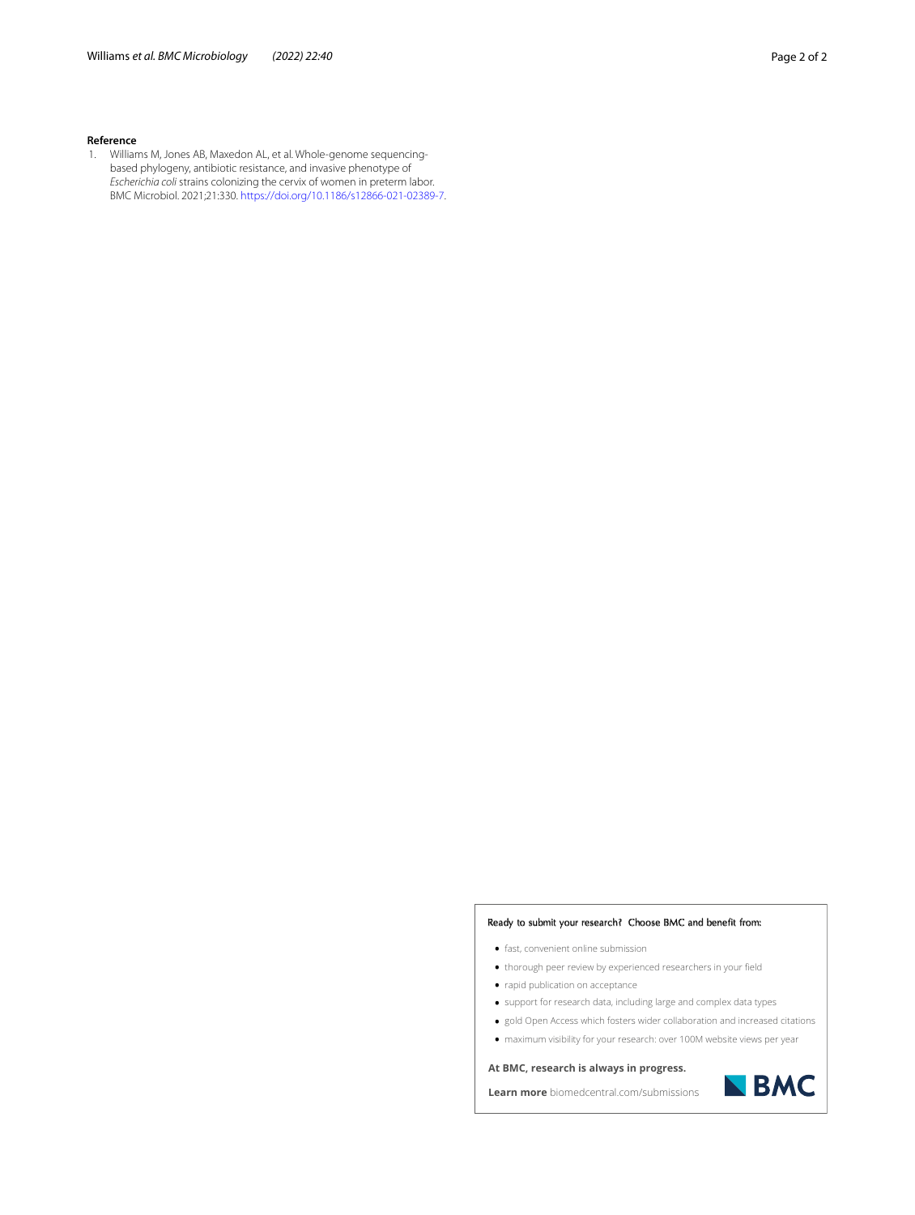### Reference

1. Williams M, Jones AB, Maxedon AL, et al. Whole-genome sequencing-based phylogeny, antibiotic resistance, and invasive phenotype of *Escherichia coli* strains colonizing the cervix of women in preterm labor. BMC Microbiol. 2021;21:330. https://doi.org/10.1186/s12866-021-02389-7.

Ready to submit your research? Choose BMC and benefit from:

- fast, convenient online submission
- thorough peer review by experienced researchers in your field
- rapid publication on acceptance
- support for research data, including large and complex data types
- gold Open Access which fosters wider collaboration and increased citations
- maximum visibility for your research: over 100M website views per year

**At BMC, research is always in progress.**

**Learn more** biomedcentral.com/submissions

BMC